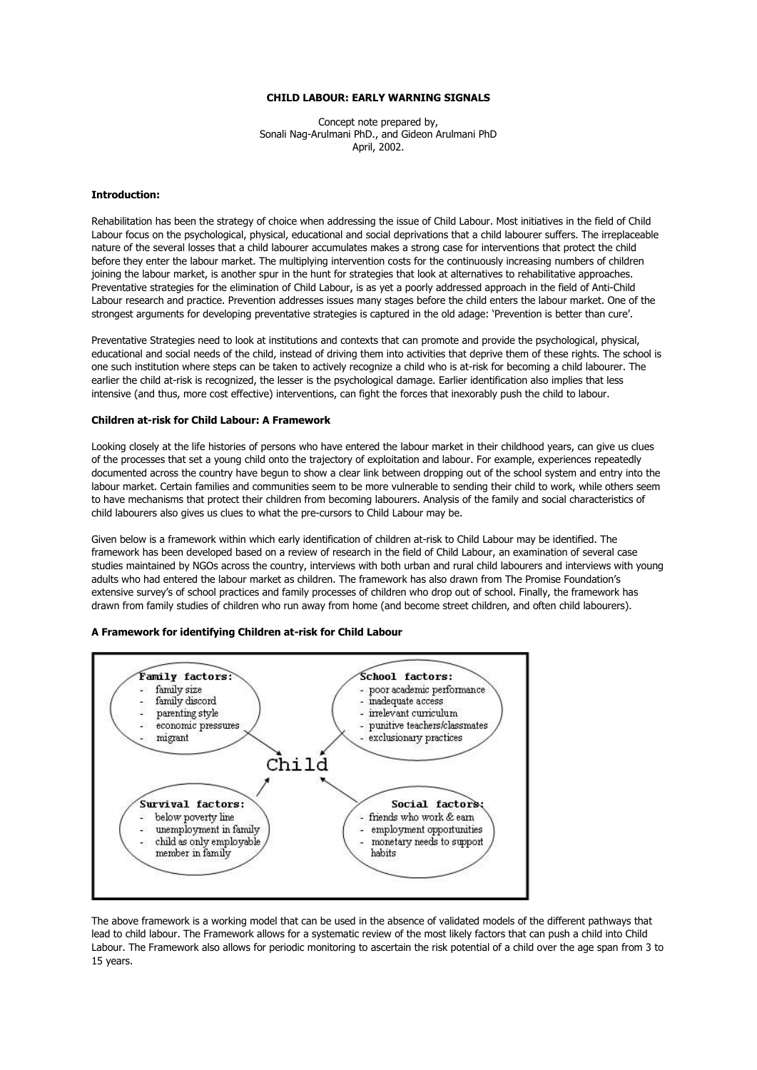**CHILD LABOUR: EARLY WARNING SIGNALS**

Concept note prepared by,
Sonali Nag-Arulmani PhD., and Gideon Arulmani PhD
April, 2002.

**Introduction:**

Rehabilitation has been the strategy of choice when addressing the issue of Child Labour. Most initiatives in the field of Child Labour focus on the psychological, physical, educational and social deprivations that a child labourer suffers. The irreplaceable nature of the several losses that a child labourer accumulates makes a strong case for interventions that protect the child before they enter the labour market. The multiplying intervention costs for the continuously increasing numbers of children joining the labour market, is another spur in the hunt for strategies that look at alternatives to rehabilitative approaches. Preventative strategies for the elimination of Child Labour, is as yet a poorly addressed approach in the field of Anti-Child Labour research and practice. Prevention addresses issues many stages before the child enters the labour market. One of the strongest arguments for developing preventative strategies is captured in the old adage: 'Prevention is better than cure'.

Preventative Strategies need to look at institutions and contexts that can promote and provide the psychological, physical, educational and social needs of the child, instead of driving them into activities that deprive them of these rights. The school is one such institution where steps can be taken to actively recognize a child who is at-risk for becoming a child labourer. The earlier the child at-risk is recognized, the lesser is the psychological damage. Earlier identification also implies that less intensive (and thus, more cost effective) interventions, can fight the forces that inexorably push the child to labour.

**Children at-risk for Child Labour: A Framework**

Looking closely at the life histories of persons who have entered the labour market in their childhood years, can give us clues of the processes that set a young child onto the trajectory of exploitation and labour. For example, experiences repeatedly documented across the country have begun to show a clear link between dropping out of the school system and entry into the labour market. Certain families and communities seem to be more vulnerable to sending their child to work, while others seem to have mechanisms that protect their children from becoming labourers. Analysis of the family and social characteristics of child labourers also gives us clues to what the pre-cursors to Child Labour may be.

Given below is a framework within which early identification of children at-risk to Child Labour may be identified. The framework has been developed based on a review of research in the field of Child Labour, an examination of several case studies maintained by NGOs across the country, interviews with both urban and rural child labourers and interviews with young adults who had entered the labour market as children. The framework has also drawn from The Promise Foundation's extensive survey's of school practices and family processes of children who drop out of school. Finally, the framework has drawn from family studies of children who run away from home (and become street children, and often child labourers).

**A Framework for identifying Children at-risk for Child Labour**

**Family factors:**
- family size
- family discord
- parenting style
- economic pressures
- migrant

**School factors:**
- poor academic performance
- inadequate access
- irrelevant curriculum
- punitive teachers/classmates
- exclusionary practices

**Child**

**Survival factors:**
- below poverty line
- unemployment in family
- child as only employable member in family

**Social factors:**
- friends who work & earn
- employment opportunities
- monetary needs to support habits

The above framework is a working model that can be used in the absence of validated models of the different pathways that lead to child labour. The Framework allows for a systematic review of the most likely factors that can push a child into Child Labour. The Framework also allows for periodic monitoring to ascertain the risk potential of a child over the age span from 3 to 15 years.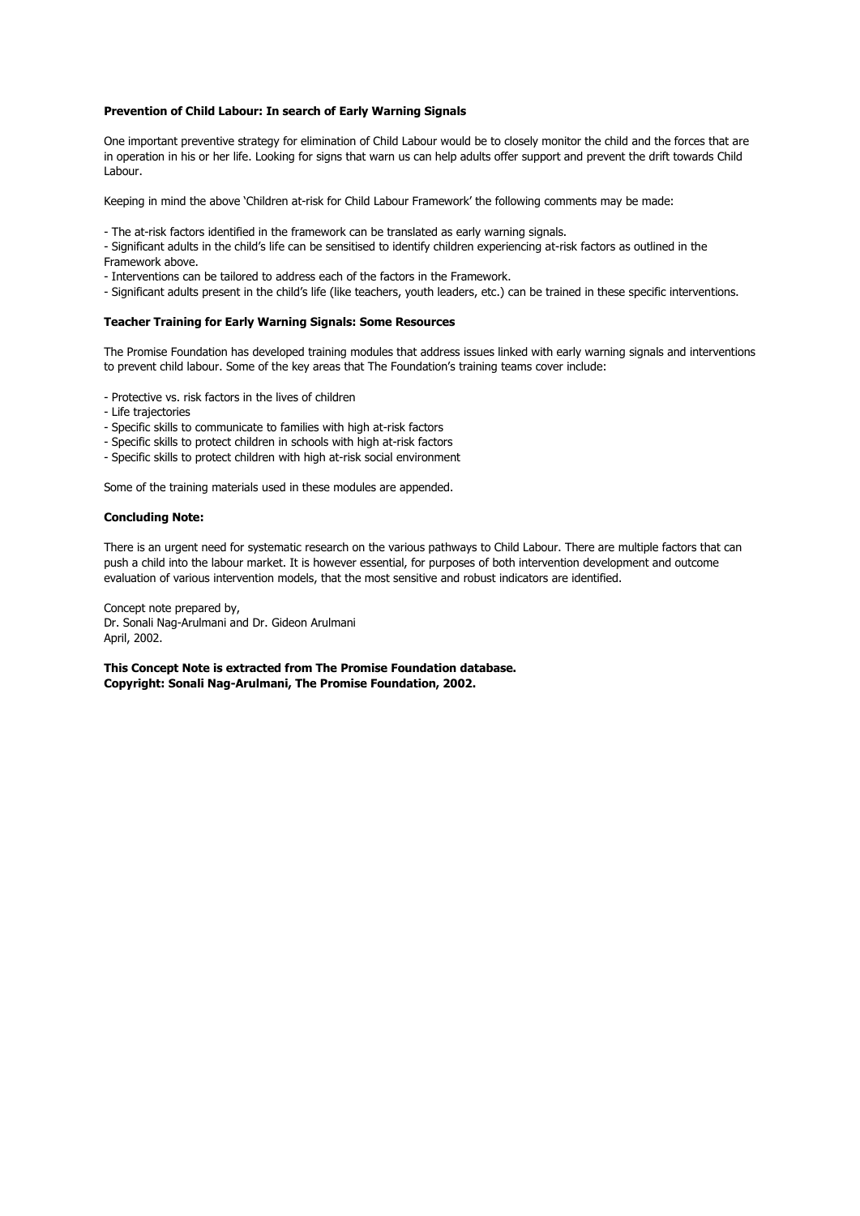**Prevention of Child Labour: In search of Early Warning Signals**

One important preventive strategy for elimination of Child Labour would be to closely monitor the child and the forces that are in operation in his or her life. Looking for signs that warn us can help adults offer support and prevent the drift towards Child Labour.

Keeping in mind the above 'Children at-risk for Child Labour Framework' the following comments may be made:

- The at-risk factors identified in the framework can be translated as early warning signals.
- Significant adults in the child's life can be sensitised to identify children experiencing at-risk factors as outlined in the Framework above.
- Interventions can be tailored to address each of the factors in the Framework.
- Significant adults present in the child's life (like teachers, youth leaders, etc.) can be trained in these specific interventions.

**Teacher Training for Early Warning Signals: Some Resources**

The Promise Foundation has developed training modules that address issues linked with early warning signals and interventions to prevent child labour. Some of the key areas that The Foundation's training teams cover include:

- Protective vs. risk factors in the lives of children
- Life trajectories
- Specific skills to communicate to families with high at-risk factors
- Specific skills to protect children in schools with high at-risk factors
- Specific skills to protect children with high at-risk social environment

Some of the training materials used in these modules are appended.

**Concluding Note:**

There is an urgent need for systematic research on the various pathways to Child Labour. There are multiple factors that can push a child into the labour market. It is however essential, for purposes of both intervention development and outcome evaluation of various intervention models, that the most sensitive and robust indicators are identified.

Concept note prepared by,
Dr. Sonali Nag-Arulmani and Dr. Gideon Arulmani
April, 2002.

**This Concept Note is extracted from The Promise Foundation database.**
**Copyright: Sonali Nag-Arulmani, The Promise Foundation, 2002.**